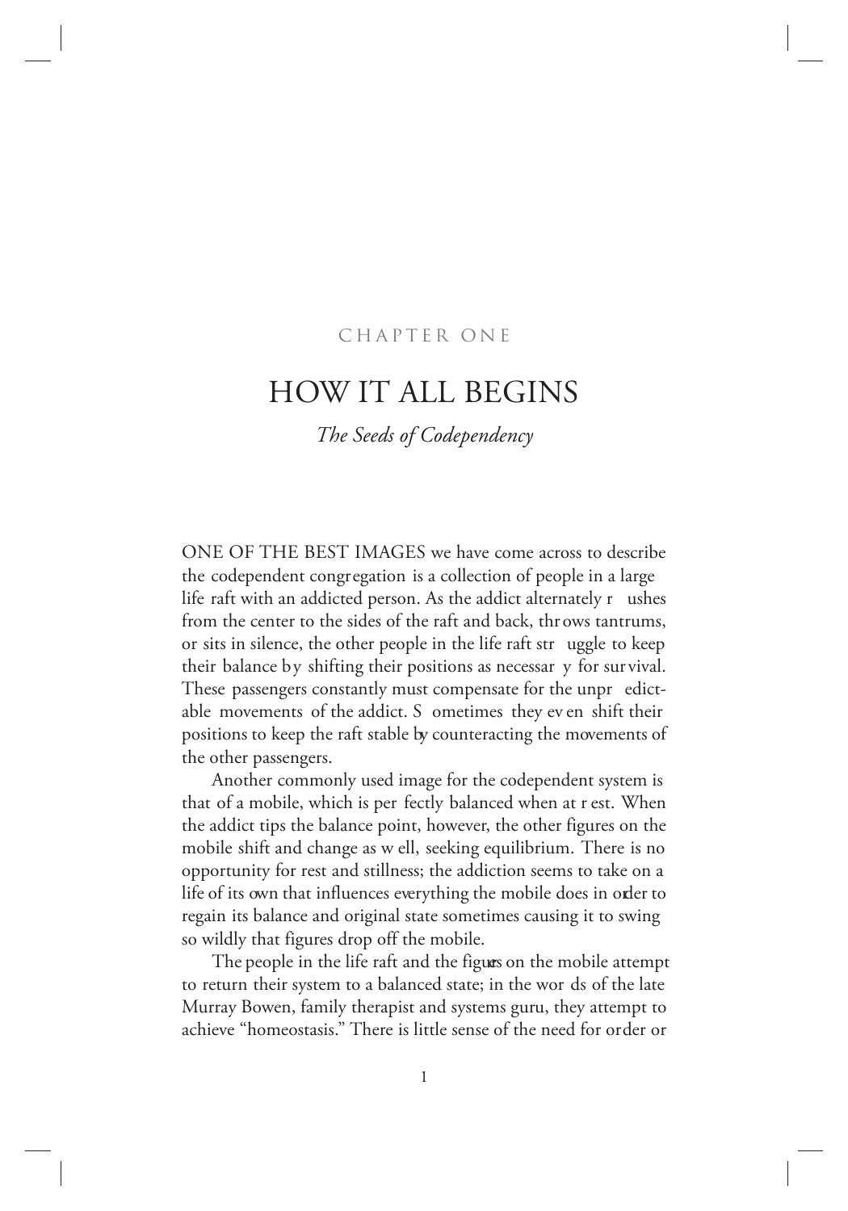CHAPTER ONE

# HOW IT ALL BEGINS

*The Seeds of Codependency*

ONE OF THE BEST IMAGES we have come across to describe the codependent congregation is a collection of people in a large life raft with an addicted person. As the addict alternately rushes from the center to the sides of the raft and back, throws tantrums, or sits in silence, the other people in the life raft struggle to keep their balance by shifting their positions as necessary for survival. These passengers constantly must compensate for the unpredictable movements of the addict. Sometimes they even shift their positions to keep the raft stable by counteracting the movements of the other passengers.

Another commonly used image for the codependent system is that of a mobile, which is perfectly balanced when at rest. When the addict tips the balance point, however, the other figures on the mobile shift and change as well, seeking equilibrium. There is no opportunity for rest and stillness; the addiction seems to take on a life of its own that influences everything the mobile does in order to regain its balance and original state sometimes causing it to swing so wildly that figures drop off the mobile.

The people in the life raft and the figures on the mobile attempt to return their system to a balanced state; in the words of the late Murray Bowen, family therapist and systems guru, they attempt to achieve "homeostasis." There is little sense of the need for order or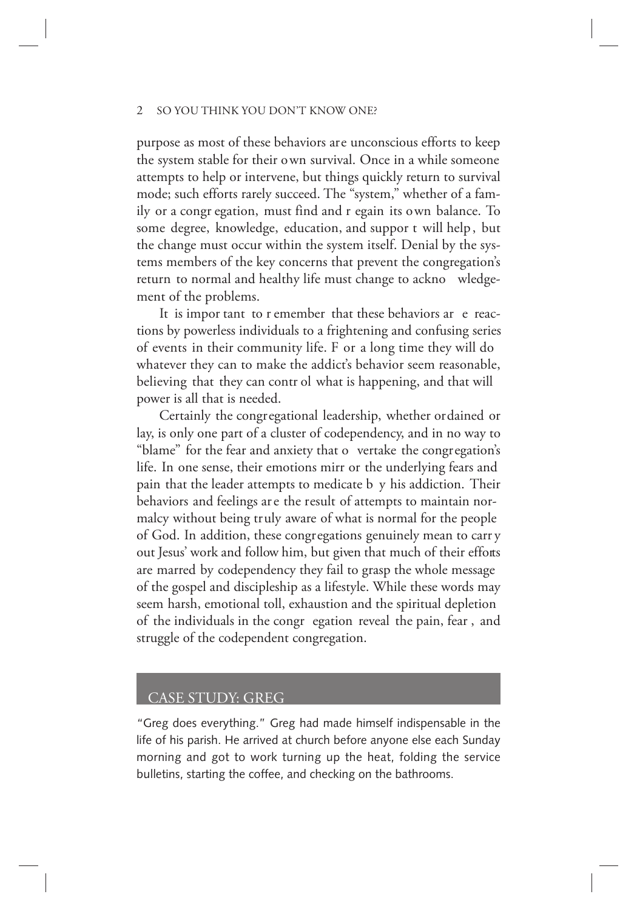purpose as most of these behaviors are unconscious efforts to keep the system stable for their own survival. Once in a while someone attempts to help or intervene, but things quickly return to survival mode; such efforts rarely succeed. The "system," whether of a family or a congregation, must find and regain its own balance. To some degree, knowledge, education, and support will help, but the change must occur within the system itself. Denial by the systems members of the key concerns that prevent the congregation's return to normal and healthy life must change to acknowledgement of the problems.

It is important to remember that these behaviors are reactions by powerless individuals to a frightening and confusing series of events in their community life. For a long time they will do whatever they can to make the addict's behavior seem reasonable, believing that they can control what is happening, and that will power is all that is needed.

Certainly the congregational leadership, whether ordained or lay, is only one part of a cluster of codependency, and in no way to "blame" for the fear and anxiety that overtake the congregation's life. In one sense, their emotions mirror the underlying fears and pain that the leader attempts to medicate by his addiction. Their behaviors and feelings are the result of attempts to maintain normalcy without being truly aware of what is normal for the people of God. In addition, these congregations genuinely mean to carry out Jesus' work and follow him, but given that much of their efforts are marred by codependency they fail to grasp the whole message of the gospel and discipleship as a lifestyle. While these words may seem harsh, emotional toll, exhaustion and the spiritual depletion of the individuals in the congregation reveal the pain, fear, and struggle of the codependent congregation.

## CASE STUDY: GREG

"Greg does everything." Greg had made himself indispensable in the life of his parish. He arrived at church before anyone else each Sunday morning and got to work turning up the heat, folding the service bulletins, starting the coffee, and checking on the bathrooms.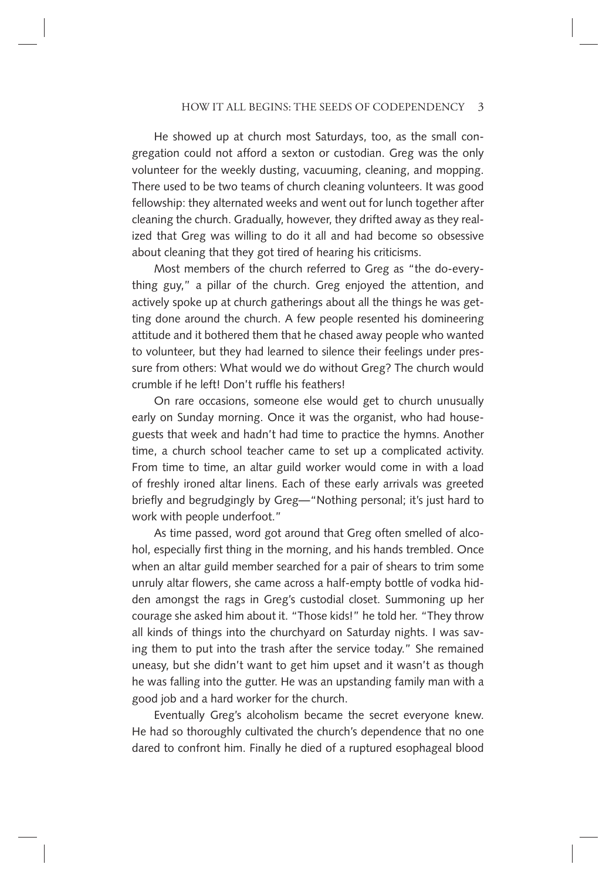He showed up at church most Saturdays, too, as the small congregation could not afford a sexton or custodian. Greg was the only volunteer for the weekly dusting, vacuuming, cleaning, and mopping. There used to be two teams of church cleaning volunteers. It was good fellowship: they alternated weeks and went out for lunch together after cleaning the church. Gradually, however, they drifted away as they realized that Greg was willing to do it all and had become so obsessive about cleaning that they got tired of hearing his criticisms.

Most members of the church referred to Greg as "the do-everything guy," a pillar of the church. Greg enjoyed the attention, and actively spoke up at church gatherings about all the things he was getting done around the church. A few people resented his domineering attitude and it bothered them that he chased away people who wanted to volunteer, but they had learned to silence their feelings under pressure from others: What would we do without Greg? The church would crumble if he left! Don't ruffle his feathers!

On rare occasions, someone else would get to church unusually early on Sunday morning. Once it was the organist, who had houseguests that week and hadn't had time to practice the hymns. Another time, a church school teacher came to set up a complicated activity. From time to time, an altar guild worker would come in with a load of freshly ironed altar linens. Each of these early arrivals was greeted briefly and begrudgingly by Greg—"Nothing personal; it's just hard to work with people underfoot."

As time passed, word got around that Greg often smelled of alcohol, especially first thing in the morning, and his hands trembled. Once when an altar guild member searched for a pair of shears to trim some unruly altar flowers, she came across a half-empty bottle of vodka hidden amongst the rags in Greg's custodial closet. Summoning up her courage she asked him about it. "Those kids!" he told her. "They throw all kinds of things into the churchyard on Saturday nights. I was saving them to put into the trash after the service today." She remained uneasy, but she didn't want to get him upset and it wasn't as though he was falling into the gutter. He was an upstanding family man with a good job and a hard worker for the church.

Eventually Greg's alcoholism became the secret everyone knew. He had so thoroughly cultivated the church's dependence that no one dared to confront him. Finally he died of a ruptured esophageal blood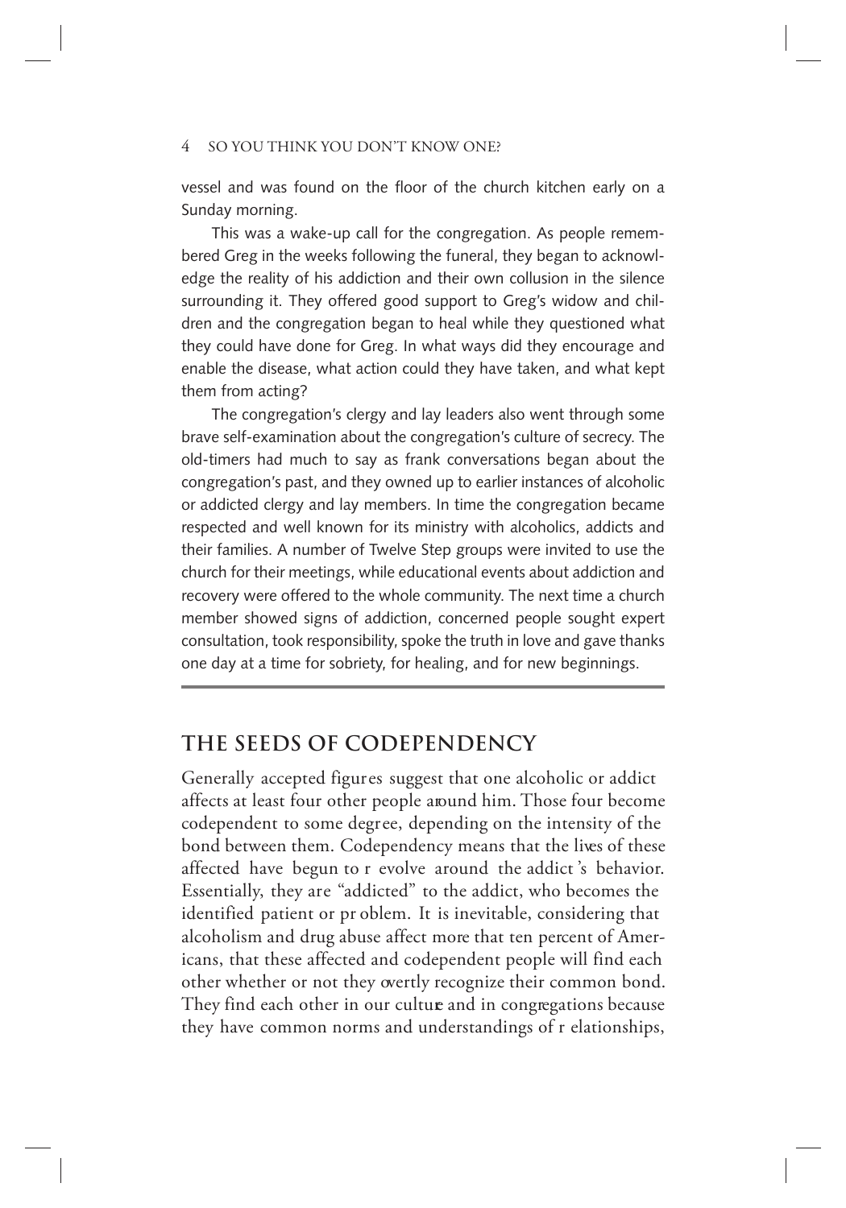vessel and was found on the floor of the church kitchen early on a Sunday morning.

This was a wake-up call for the congregation. As people remembered Greg in the weeks following the funeral, they began to acknowledge the reality of his addiction and their own collusion in the silence surrounding it. They offered good support to Greg's widow and children and the congregation began to heal while they questioned what they could have done for Greg. In what ways did they encourage and enable the disease, what action could they have taken, and what kept them from acting?

The congregation's clergy and lay leaders also went through some brave self-examination about the congregation's culture of secrecy. The old-timers had much to say as frank conversations began about the congregation's past, and they owned up to earlier instances of alcoholic or addicted clergy and lay members. In time the congregation became respected and well known for its ministry with alcoholics, addicts and their families. A number of Twelve Step groups were invited to use the church for their meetings, while educational events about addiction and recovery were offered to the whole community. The next time a church member showed signs of addiction, concerned people sought expert consultation, took responsibility, spoke the truth in love and gave thanks one day at a time for sobriety, for healing, and for new beginnings.

## THE SEEDS OF CODEPENDENCY

Generally accepted figures suggest that one alcoholic or addict affects at least four other people around him. Those four become codependent to some degree, depending on the intensity of the bond between them. Codependency means that the lives of these affected have begun to revolve around the addict's behavior. Essentially, they are "addicted" to the addict, who becomes the identified patient or problem. It is inevitable, considering that alcoholism and drug abuse affect more that ten percent of Americans, that these affected and codependent people will find each other whether or not they overtly recognize their common bond. They find each other in our culture and in congregations because they have common norms and understandings of relationships,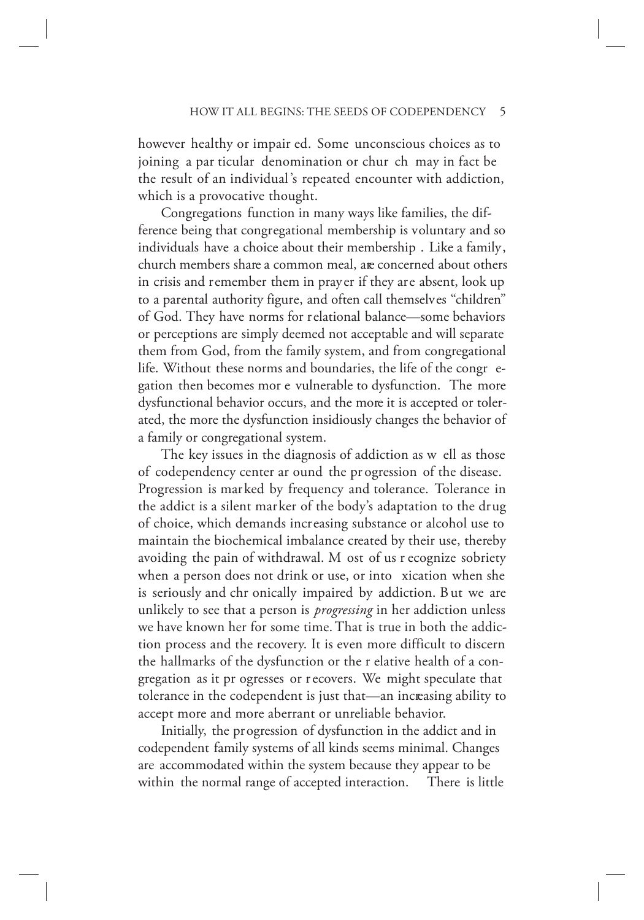however healthy or impaired. Some unconscious choices as to joining a particular denomination or church may in fact be the result of an individual's repeated encounter with addiction, which is a provocative thought.

Congregations function in many ways like families, the difference being that congregational membership is voluntary and so individuals have a choice about their membership. Like a family, church members share a common meal, are concerned about others in crisis and remember them in prayer if they are absent, look up to a parental authority figure, and often call themselves "children" of God. They have norms for relational balance—some behaviors or perceptions are simply deemed not acceptable and will separate them from God, from the family system, and from congregational life. Without these norms and boundaries, the life of the congregation then becomes more vulnerable to dysfunction. The more dysfunctional behavior occurs, and the more it is accepted or tolerated, the more the dysfunction insidiously changes the behavior of a family or congregational system.

The key issues in the diagnosis of addiction as well as those of codependency center around the progression of the disease. Progression is marked by frequency and tolerance. Tolerance in the addict is a silent marker of the body's adaptation to the drug of choice, which demands increasing substance or alcohol use to maintain the biochemical imbalance created by their use, thereby avoiding the pain of withdrawal. Most of us recognize sobriety when a person does not drink or use, or intoxication when she is seriously and chronically impaired by addiction. But we are unlikely to see that a person is *progressing* in her addiction unless we have known her for some time. That is true in both the addiction process and the recovery. It is even more difficult to discern the hallmarks of the dysfunction or the relative health of a congregation as it progresses or recovers. We might speculate that tolerance in the codependent is just that—an increasing ability to accept more and more aberrant or unreliable behavior.

Initially, the progression of dysfunction in the addict and in codependent family systems of all kinds seems minimal. Changes are accommodated within the system because they appear to be within the normal range of accepted interaction. There is little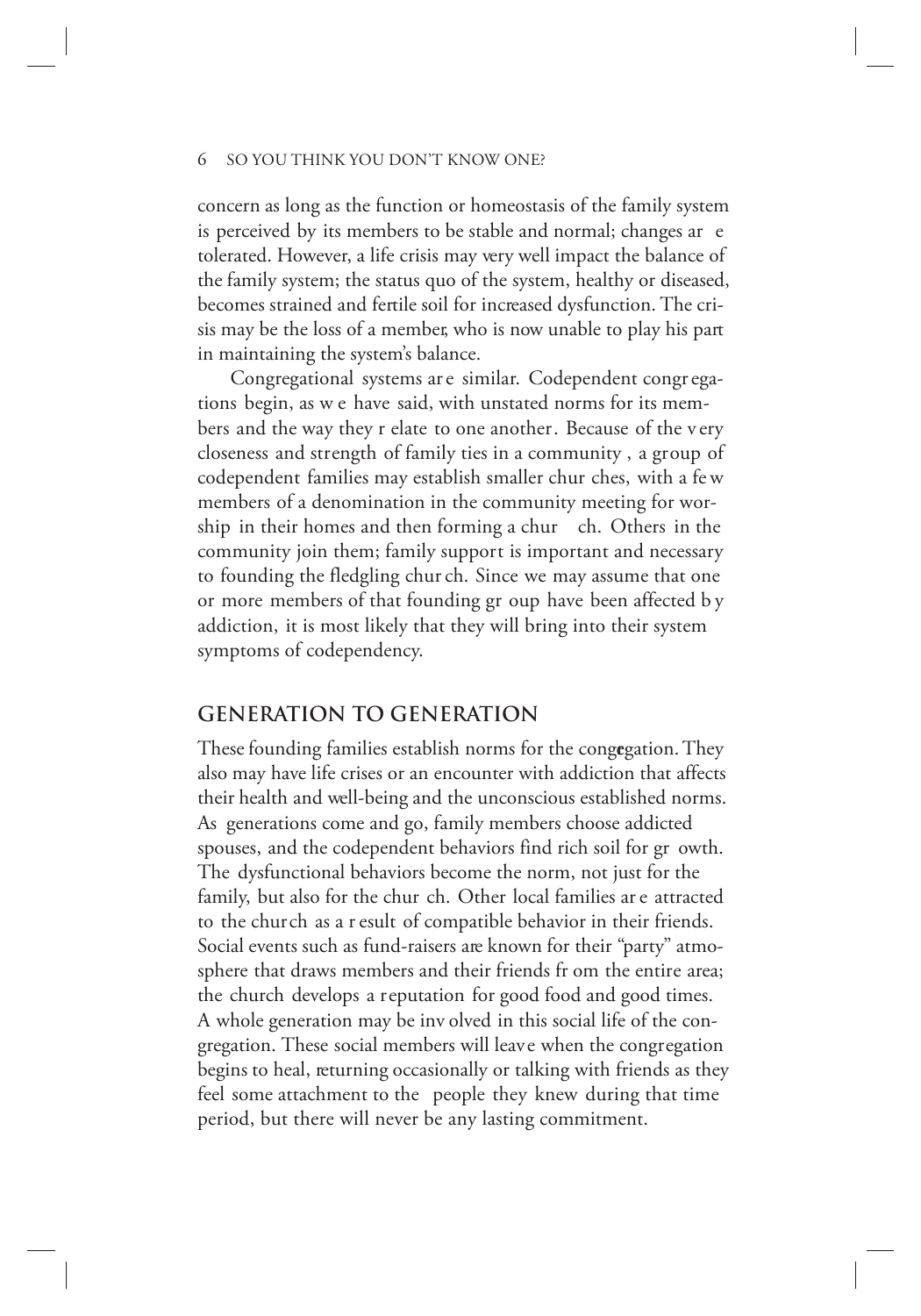concern as long as the function or homeostasis of the family system is perceived by its members to be stable and normal; changes are tolerated. However, a life crisis may very well impact the balance of the family system; the status quo of the system, healthy or diseased, becomes strained and fertile soil for increased dysfunction. The crisis may be the loss of a member, who is now unable to play his part in maintaining the system's balance.

Congregational systems are similar. Codependent congregations begin, as we have said, with unstated norms for its members and the way they relate to one another. Because of the very closeness and strength of family ties in a community, a group of codependent families may establish smaller churches, with a few members of a denomination in the community meeting for worship in their homes and then forming a church. Others in the community join them; family support is important and necessary to founding the fledgling church. Since we may assume that one or more members of that founding group have been affected by addiction, it is most likely that they will bring into their system symptoms of codependency.

## GENERATION TO GENERATION

These founding families establish norms for the congregation. They also may have life crises or an encounter with addiction that affects their health and well-being and the unconscious established norms. As generations come and go, family members choose addicted spouses, and the codependent behaviors find rich soil for growth. The dysfunctional behaviors become the norm, not just for the family, but also for the church. Other local families are attracted to the church as a result of compatible behavior in their friends. Social events such as fund-raisers are known for their "party" atmosphere that draws members and their friends from the entire area; the church develops a reputation for good food and good times. A whole generation may be involved in this social life of the congregation. These social members will leave when the congregation begins to heal, returning occasionally or talking with friends as they feel some attachment to the people they knew during that time period, but there will never be any lasting commitment.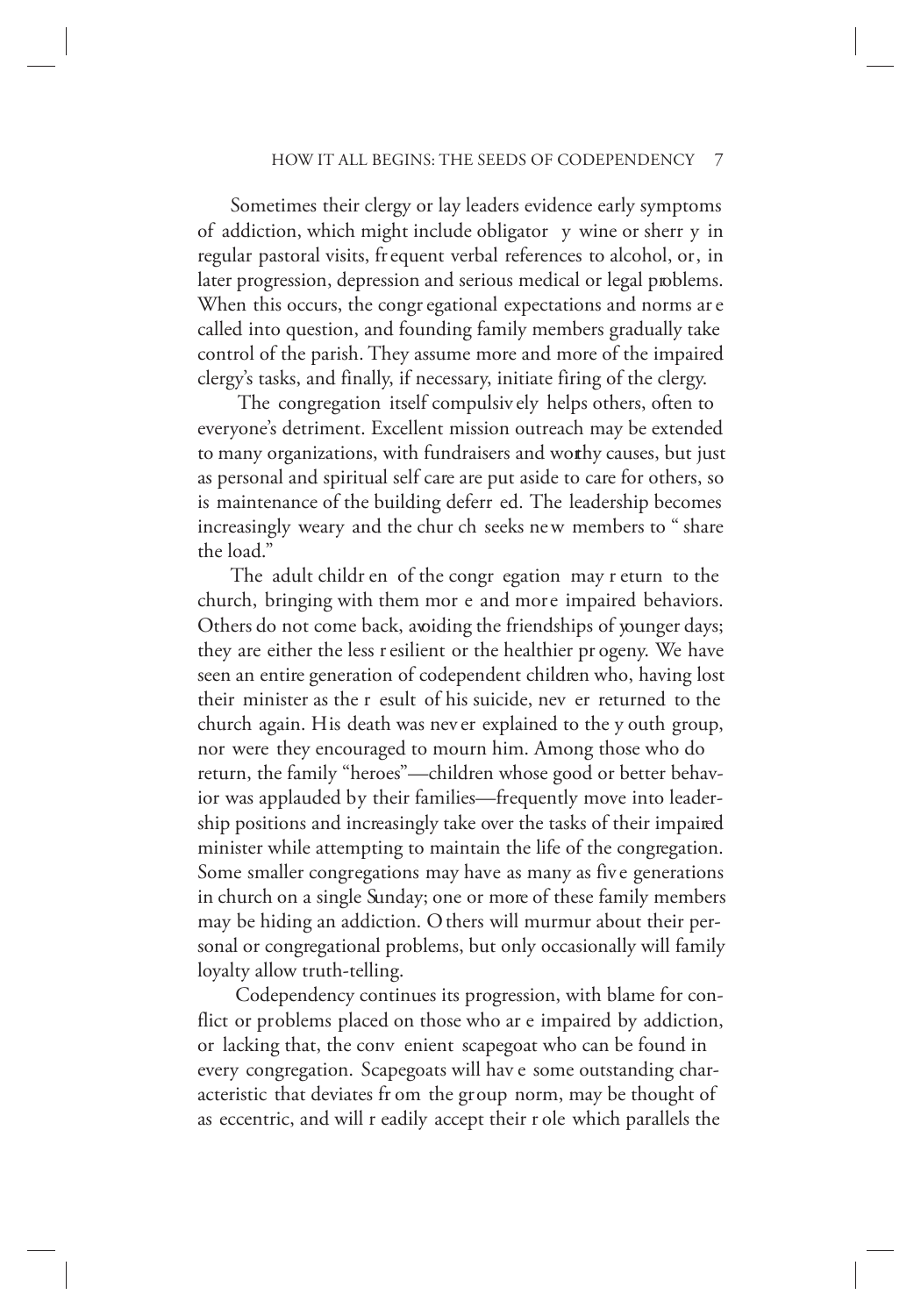Sometimes their clergy or lay leaders evidence early symptoms of addiction, which might include obligatory wine or sherry in regular pastoral visits, frequent verbal references to alcohol, or, in later progression, depression and serious medical or legal problems. When this occurs, the congregational expectations and norms are called into question, and founding family members gradually take control of the parish. They assume more and more of the impaired clergy's tasks, and finally, if necessary, initiate firing of the clergy.

The congregation itself compulsively helps others, often to everyone's detriment. Excellent mission outreach may be extended to many organizations, with fundraisers and worthy causes, but just as personal and spiritual self care are put aside to care for others, so is maintenance of the building deferred. The leadership becomes increasingly weary and the church seeks new members to "share the load."

The adult children of the congregation may return to the church, bringing with them more and more impaired behaviors. Others do not come back, avoiding the friendships of younger days; they are either the less resilient or the healthier progeny. We have seen an entire generation of codependent children who, having lost their minister as the result of his suicide, never returned to the church again. His death was never explained to the youth group, nor were they encouraged to mourn him. Among those who do return, the family "heroes"—children whose good or better behavior was applauded by their families—frequently move into leadership positions and increasingly take over the tasks of their impaired minister while attempting to maintain the life of the congregation. Some smaller congregations may have as many as five generations in church on a single Sunday; one or more of these family members may be hiding an addiction. Others will murmur about their personal or congregational problems, but only occasionally will family loyalty allow truth-telling.

Codependency continues its progression, with blame for conflict or problems placed on those who are impaired by addiction, or lacking that, the convenient scapegoat who can be found in every congregation. Scapegoats will have some outstanding characteristic that deviates from the group norm, may be thought of as eccentric, and will readily accept their role which parallels the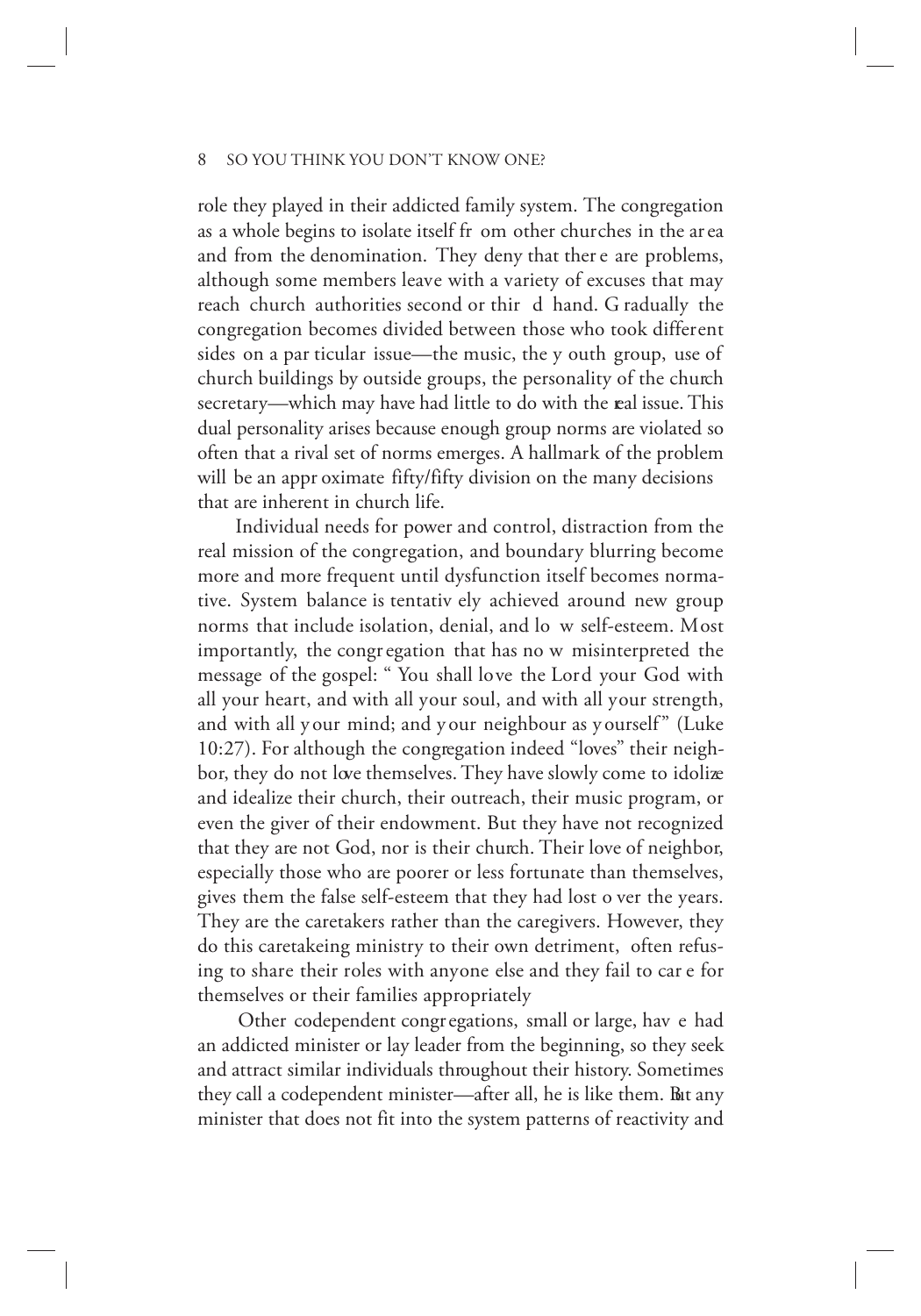role they played in their addicted family system. The congregation as a whole begins to isolate itself from other churches in the area and from the denomination. They deny that there are problems, although some members leave with a variety of excuses that may reach church authorities second or third hand. Gradually the congregation becomes divided between those who took different sides on a particular issue—the music, the youth group, use of church buildings by outside groups, the personality of the church secretary—which may have had little to do with the real issue. This dual personality arises because enough group norms are violated so often that a rival set of norms emerges. A hallmark of the problem will be an approximate fifty/fifty division on the many decisions that are inherent in church life.

Individual needs for power and control, distraction from the real mission of the congregation, and boundary blurring become more and more frequent until dysfunction itself becomes normative. System balance is tentatively achieved around new group norms that include isolation, denial, and low self-esteem. Most importantly, the congregation that has now misinterpreted the message of the gospel: "You shall love the Lord your God with all your heart, and with all your soul, and with all your strength, and with all your mind; and your neighbour as yourself" (Luke 10:27). For although the congregation indeed "loves" their neighbor, they do not love themselves. They have slowly come to idolize and idealize their church, their outreach, their music program, or even the giver of their endowment. But they have not recognized that they are not God, nor is their church. Their love of neighbor, especially those who are poorer or less fortunate than themselves, gives them the false self-esteem that they had lost over the years. They are the caretakers rather than the caregivers. However, they do this caretakeing ministry to their own detriment, often refusing to share their roles with anyone else and they fail to care for themselves or their families appropriately

Other codependent congregations, small or large, have had an addicted minister or lay leader from the beginning, so they seek and attract similar individuals throughout their history. Sometimes they call a codependent minister—after all, he is like them. But any minister that does not fit into the system patterns of reactivity and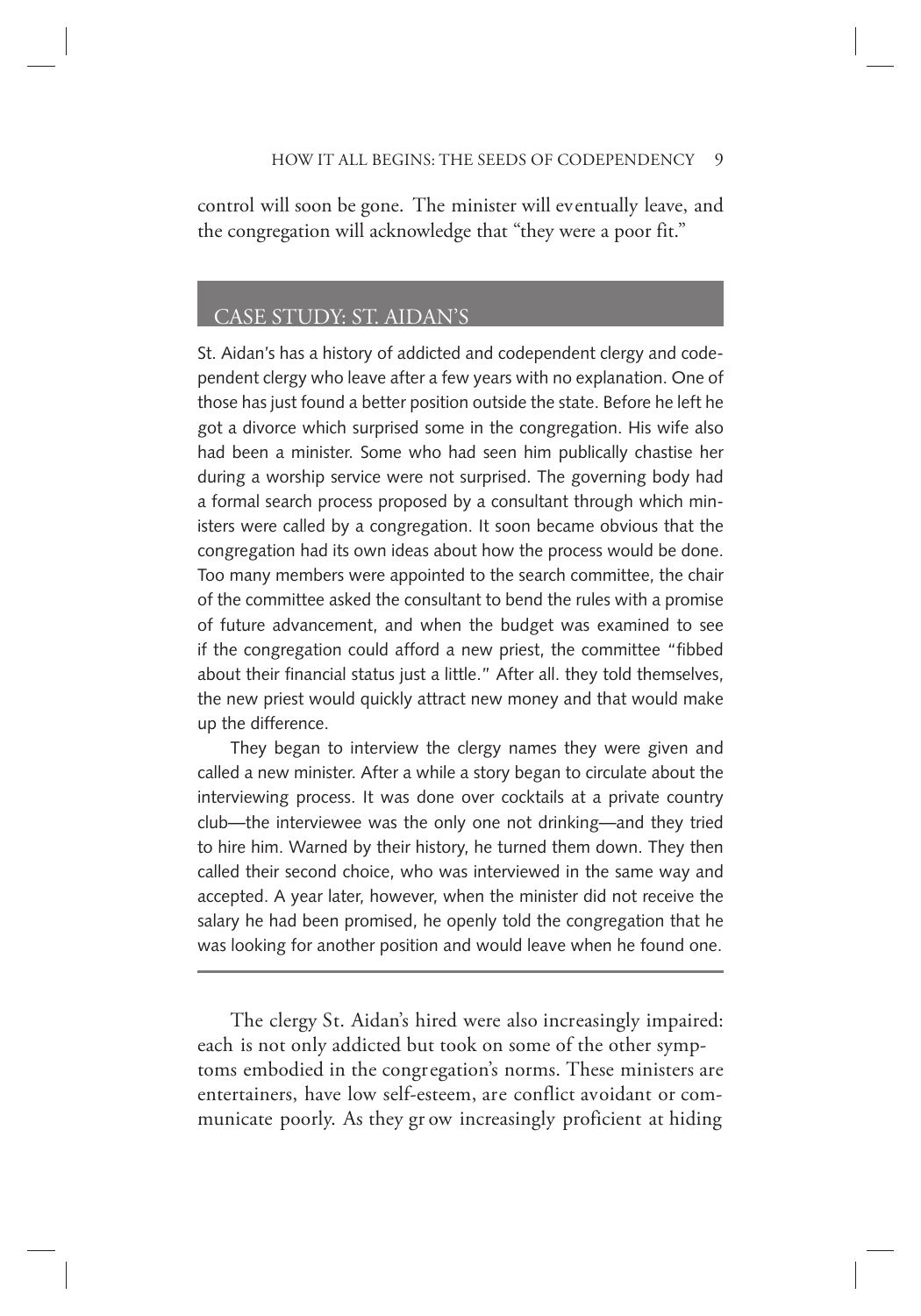control will soon be gone. The minister will eventually leave, and the congregation will acknowledge that "they were a poor fit."

## CASE STUDY: ST. AIDAN'S

St. Aidan's has a history of addicted and codependent clergy and codependent clergy who leave after a few years with no explanation. One of those has just found a better position outside the state. Before he left he got a divorce which surprised some in the congregation. His wife also had been a minister. Some who had seen him publically chastise her during a worship service were not surprised. The governing body had a formal search process proposed by a consultant through which ministers were called by a congregation. It soon became obvious that the congregation had its own ideas about how the process would be done. Too many members were appointed to the search committee, the chair of the committee asked the consultant to bend the rules with a promise of future advancement, and when the budget was examined to see if the congregation could afford a new priest, the committee "fibbed about their financial status just a little." After all. they told themselves, the new priest would quickly attract new money and that would make up the difference.

They began to interview the clergy names they were given and called a new minister. After a while a story began to circulate about the interviewing process. It was done over cocktails at a private country club—the interviewee was the only one not drinking—and they tried to hire him. Warned by their history, he turned them down. They then called their second choice, who was interviewed in the same way and accepted. A year later, however, when the minister did not receive the salary he had been promised, he openly told the congregation that he was looking for another position and would leave when he found one.

---

The clergy St. Aidan's hired were also increasingly impaired: each is not only addicted but took on some of the other symptoms embodied in the congregation's norms. These ministers are entertainers, have low self-esteem, are conflict avoidant or communicate poorly. As they grow increasingly proficient at hiding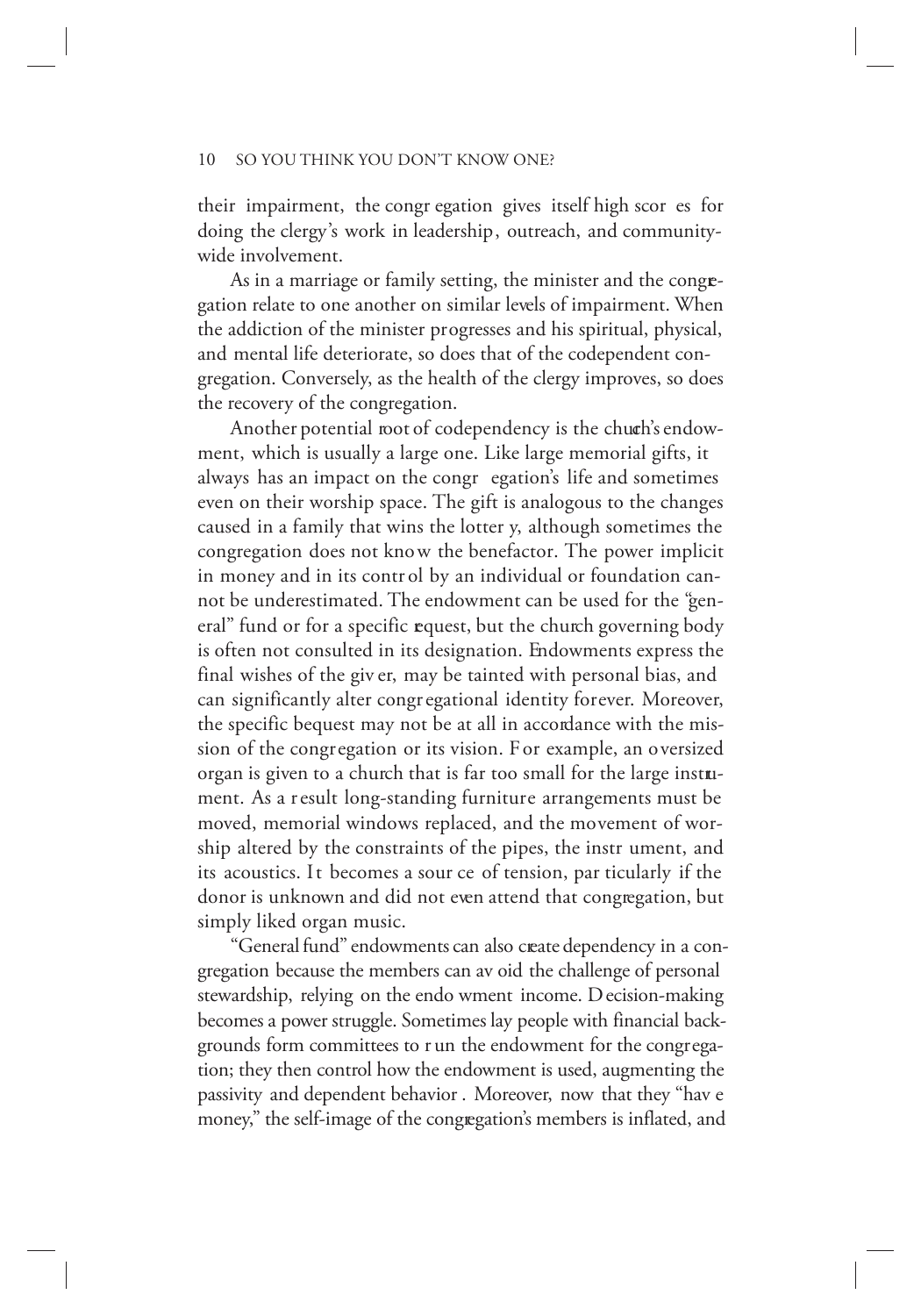their impairment, the congregation gives itself high scores for doing the clergy's work in leadership, outreach, and community-wide involvement.

As in a marriage or family setting, the minister and the congregation relate to one another on similar levels of impairment. When the addiction of the minister progresses and his spiritual, physical, and mental life deteriorate, so does that of the codependent congregation. Conversely, as the health of the clergy improves, so does the recovery of the congregation.

Another potential root of codependency is the church's endowment, which is usually a large one. Like large memorial gifts, it always has an impact on the congregation's life and sometimes even on their worship space. The gift is analogous to the changes caused in a family that wins the lottery, although sometimes the congregation does not know the benefactor. The power implicit in money and in its control by an individual or foundation cannot be underestimated. The endowment can be used for the "general" fund or for a specific request, but the church governing body is often not consulted in its designation. Endowments express the final wishes of the giver, may be tainted with personal bias, and can significantly alter congregational identity forever. Moreover, the specific bequest may not be at all in accordance with the mission of the congregation or its vision. For example, an oversized organ is given to a church that is far too small for the large instrument. As a result long-standing furniture arrangements must be moved, memorial windows replaced, and the movement of worship altered by the constraints of the pipes, the instrument, and its acoustics. It becomes a source of tension, particularly if the donor is unknown and did not even attend that congregation, but simply liked organ music.

"General fund" endowments can also create dependency in a congregation because the members can avoid the challenge of personal stewardship, relying on the endowment income. Decision-making becomes a power struggle. Sometimes lay people with financial backgrounds form committees to run the endowment for the congregation; they then control how the endowment is used, augmenting the passivity and dependent behavior. Moreover, now that they "have money," the self-image of the congregation's members is inflated, and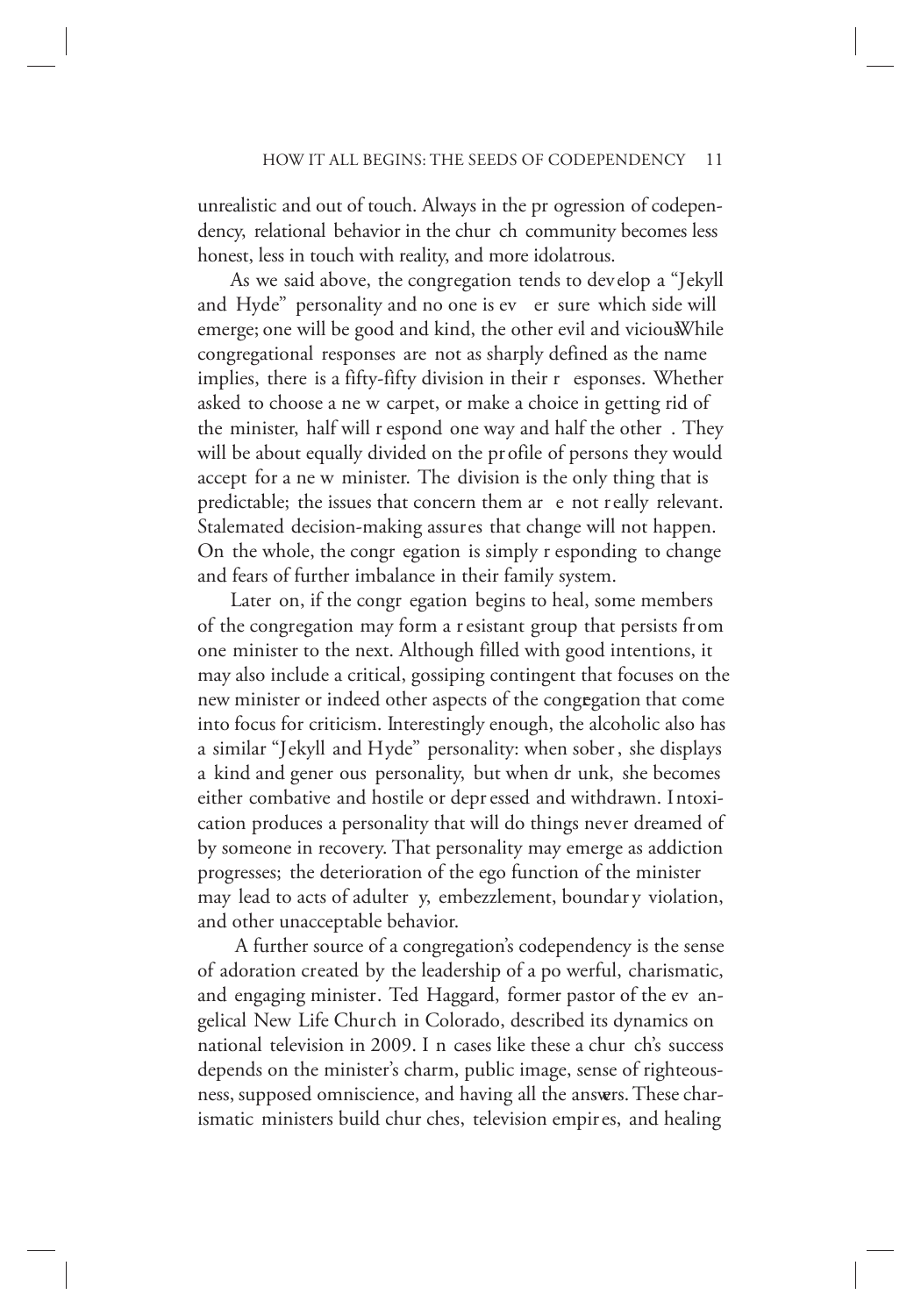unrealistic and out of touch. Always in the progression of codependency, relational behavior in the church community becomes less honest, less in touch with reality, and more idolatrous.

As we said above, the congregation tends to develop a "Jekyll and Hyde" personality and no one is ever sure which side will emerge; one will be good and kind, the other evil and vicious. While congregational responses are not as sharply defined as the name implies, there is a fifty-fifty division in their responses. Whether asked to choose a new carpet, or make a choice in getting rid of the minister, half will respond one way and half the other. They will be about equally divided on the profile of persons they would accept for a new minister. The division is the only thing that is predictable; the issues that concern them are not really relevant. Stalemated decision-making assures that change will not happen. On the whole, the congregation is simply responding to change and fears of further imbalance in their family system.

Later on, if the congregation begins to heal, some members of the congregation may form a resistant group that persists from one minister to the next. Although filled with good intentions, it may also include a critical, gossiping contingent that focuses on the new minister or indeed other aspects of the congregation that come into focus for criticism. Interestingly enough, the alcoholic also has a similar "Jekyll and Hyde" personality: when sober, she displays a kind and generous personality, but when drunk, she becomes either combative and hostile or depressed and withdrawn. Intoxication produces a personality that will do things never dreamed of by someone in recovery. That personality may emerge as addiction progresses; the deterioration of the ego function of the minister may lead to acts of adultery, embezzlement, boundary violation, and other unacceptable behavior.

A further source of a congregation's codependency is the sense of adoration created by the leadership of a powerful, charismatic, and engaging minister. Ted Haggard, former pastor of the evangelical New Life Church in Colorado, described its dynamics on national television in 2009. In cases like these a church's success depends on the minister's charm, public image, sense of righteousness, supposed omniscience, and having all the answers. These charismatic ministers build churches, television empires, and healing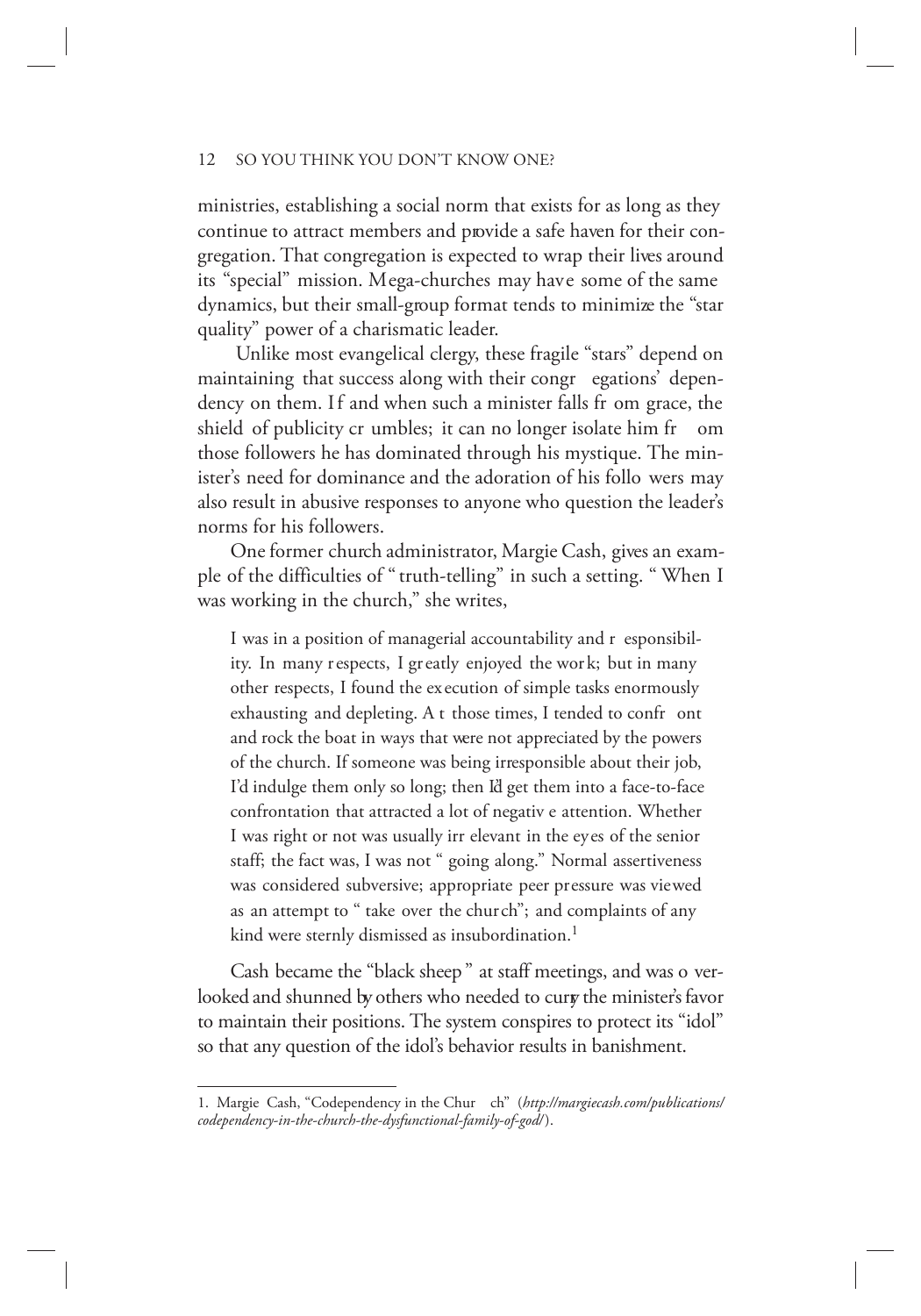ministries, establishing a social norm that exists for as long as they continue to attract members and provide a safe haven for their congregation. That congregation is expected to wrap their lives around its "special" mission. Mega-churches may have some of the same dynamics, but their small-group format tends to minimize the "star quality" power of a charismatic leader.

Unlike most evangelical clergy, these fragile "stars" depend on maintaining that success along with their congregations' dependency on them. If and when such a minister falls from grace, the shield of publicity crumbles; it can no longer isolate him from those followers he has dominated through his mystique. The minister's need for dominance and the adoration of his followers may also result in abusive responses to anyone who question the leader's norms for his followers.

One former church administrator, Margie Cash, gives an example of the difficulties of "truth-telling" in such a setting. "When I was working in the church," she writes,

> I was in a position of managerial accountability and responsibility. In many respects, I greatly enjoyed the work; but in many other respects, I found the execution of simple tasks enormously exhausting and depleting. At those times, I tended to confront and rock the boat in ways that were not appreciated by the powers of the church. If someone was being irresponsible about their job, I'd indulge them only so long; then I'd get them into a face-to-face confrontation that attracted a lot of negative attention. Whether I was right or not was usually irrelevant in the eyes of the senior staff; the fact was, I was not "going along." Normal assertiveness was considered subversive; appropriate peer pressure was viewed as an attempt to "take over the church"; and complaints of any kind were sternly dismissed as insubordination.[1]

Cash became the "black sheep" at staff meetings, and was overlooked and shunned by others who needed to curry the minister's favor to maintain their positions. The system conspires to protect its "idol" so that any question of the idol's behavior results in banishment.

---

1. Margie Cash, "Codependency in the Church" (*http://margiecash.com/publications/codependency-in-the-church-the-dysfunctional-family-of-god/*).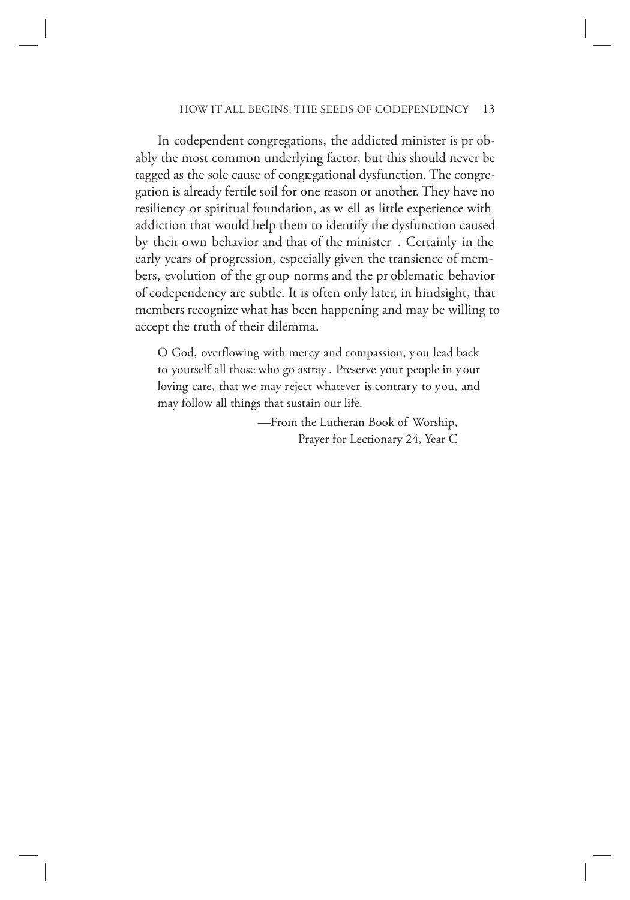In codependent congregations, the addicted minister is probably the most common underlying factor, but this should never be tagged as the sole cause of congregational dysfunction. The congregation is already fertile soil for one reason or another. They have no resiliency or spiritual foundation, as well as little experience with addiction that would help them to identify the dysfunction caused by their own behavior and that of the minister. Certainly in the early years of progression, especially given the transience of members, evolution of the group norms and the problematic behavior of codependency are subtle. It is often only later, in hindsight, that members recognize what has been happening and may be willing to accept the truth of their dilemma.

> O God, overflowing with mercy and compassion, you lead back to yourself all those who go astray. Preserve your people in your loving care, that we may reject whatever is contrary to you, and may follow all things that sustain our life.
>
> —From the Lutheran Book of Worship,
> Prayer for Lectionary 24, Year C